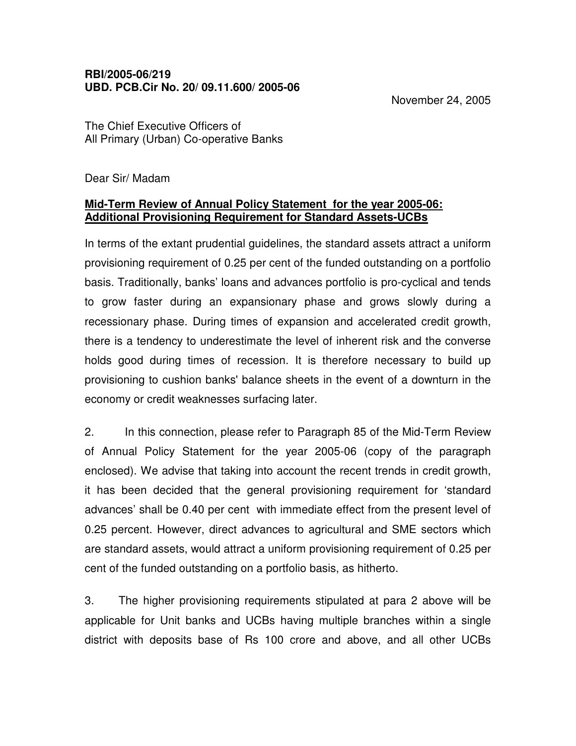**RBI/2005-06/219**
**UBD. PCB.Cir No. 20/ 09.11.600/ 2005-06**

November 24, 2005

The Chief Executive Officers of
All Primary (Urban) Co-operative Banks

Dear Sir/ Madam

**Mid-Term Review of Annual Policy Statement for the year 2005-06: Additional Provisioning Requirement for Standard Assets-UCBs**

In terms of the extant prudential guidelines, the standard assets attract a uniform provisioning requirement of 0.25 per cent of the funded outstanding on a portfolio basis. Traditionally, banks' loans and advances portfolio is pro-cyclical and tends to grow faster during an expansionary phase and grows slowly during a recessionary phase. During times of expansion and accelerated credit growth, there is a tendency to underestimate the level of inherent risk and the converse holds good during times of recession. It is therefore necessary to build up provisioning to cushion banks' balance sheets in the event of a downturn in the economy or credit weaknesses surfacing later.

2. In this connection, please refer to Paragraph 85 of the Mid-Term Review of Annual Policy Statement for the year 2005-06 (copy of the paragraph enclosed). We advise that taking into account the recent trends in credit growth, it has been decided that the general provisioning requirement for 'standard advances' shall be 0.40 per cent with immediate effect from the present level of 0.25 percent. However, direct advances to agricultural and SME sectors which are standard assets, would attract a uniform provisioning requirement of 0.25 per cent of the funded outstanding on a portfolio basis, as hitherto.

3. The higher provisioning requirements stipulated at para 2 above will be applicable for Unit banks and UCBs having multiple branches within a single district with deposits base of Rs 100 crore and above, and all other UCBs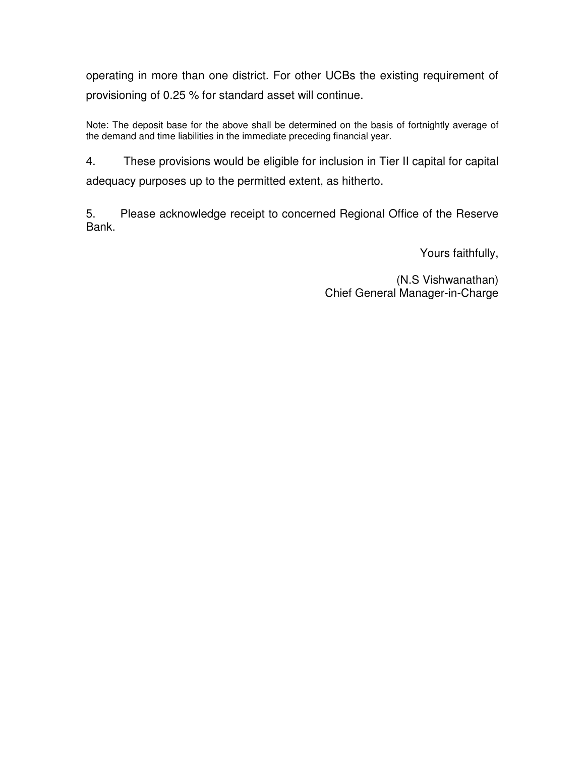operating in more than one district. For other UCBs the existing requirement of provisioning of 0.25 % for standard asset will continue.

Note: The deposit base for the above shall be determined on the basis of fortnightly average of the demand and time liabilities in the immediate preceding financial year.

4. These provisions would be eligible for inclusion in Tier II capital for capital adequacy purposes up to the permitted extent, as hitherto.

5. Please acknowledge receipt to concerned Regional Office of the Reserve Bank.

Yours faithfully,

(N.S Vishwanathan)
Chief General Manager-in-Charge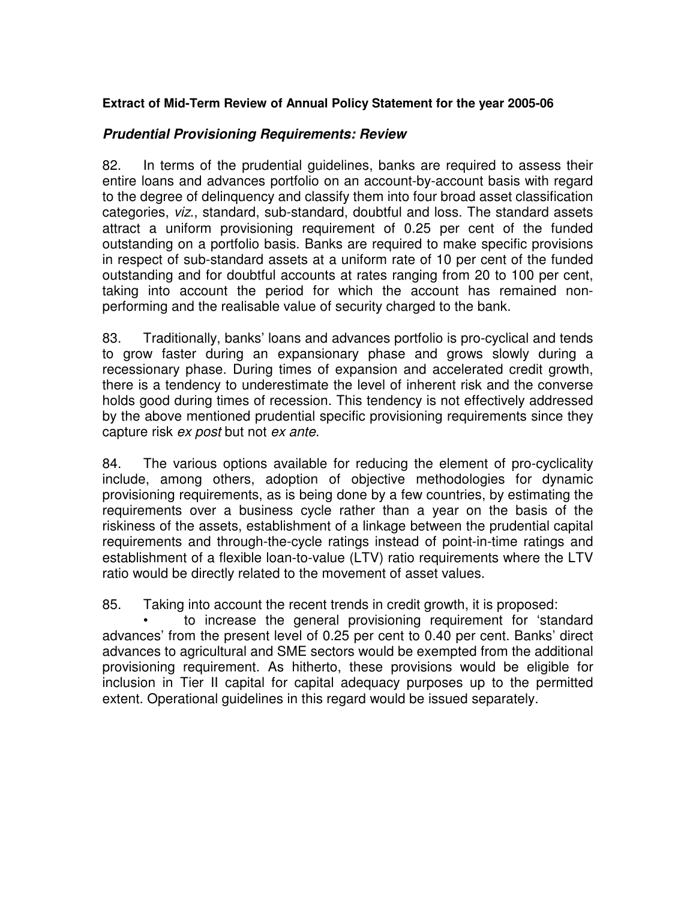**Extract of Mid-Term Review of Annual Policy Statement for the year 2005-06**

***Prudential Provisioning Requirements: Review***

82. In terms of the prudential guidelines, banks are required to assess their entire loans and advances portfolio on an account-by-account basis with regard to the degree of delinquency and classify them into four broad asset classification categories, *viz*., standard, sub-standard, doubtful and loss. The standard assets attract a uniform provisioning requirement of 0.25 per cent of the funded outstanding on a portfolio basis. Banks are required to make specific provisions in respect of sub-standard assets at a uniform rate of 10 per cent of the funded outstanding and for doubtful accounts at rates ranging from 20 to 100 per cent, taking into account the period for which the account has remained non-performing and the realisable value of security charged to the bank.

83. Traditionally, banks' loans and advances portfolio is pro-cyclical and tends to grow faster during an expansionary phase and grows slowly during a recessionary phase. During times of expansion and accelerated credit growth, there is a tendency to underestimate the level of inherent risk and the converse holds good during times of recession. This tendency is not effectively addressed by the above mentioned prudential specific provisioning requirements since they capture risk *ex post* but not *ex ante*.

84. The various options available for reducing the element of pro-cyclicality include, among others, adoption of objective methodologies for dynamic provisioning requirements, as is being done by a few countries, by estimating the requirements over a business cycle rather than a year on the basis of the riskiness of the assets, establishment of a linkage between the prudential capital requirements and through-the-cycle ratings instead of point-in-time ratings and establishment of a flexible loan-to-value (LTV) ratio requirements where the LTV ratio would be directly related to the movement of asset values.

85. Taking into account the recent trends in credit growth, it is proposed:

- to increase the general provisioning requirement for 'standard advances' from the present level of 0.25 per cent to 0.40 per cent. Banks' direct advances to agricultural and SME sectors would be exempted from the additional provisioning requirement. As hitherto, these provisions would be eligible for inclusion in Tier II capital for capital adequacy purposes up to the permitted extent. Operational guidelines in this regard would be issued separately.